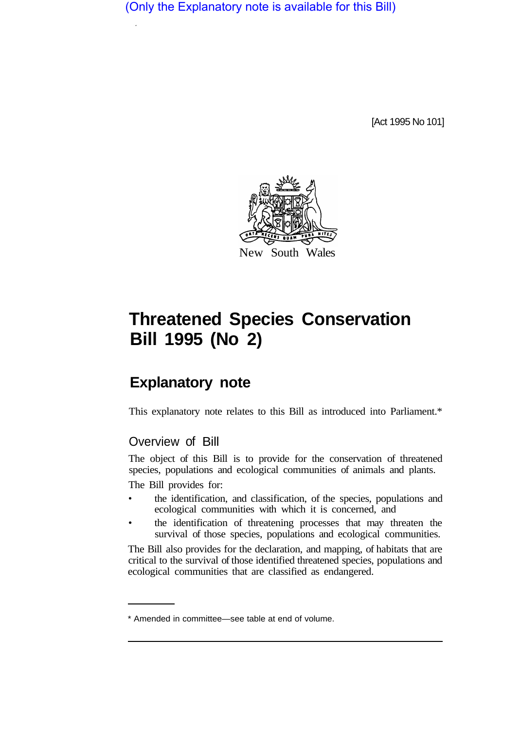(Only the Explanatory note is available for this Bill)

[Act 1995 No 101]

New South Wales

# Threatened Species Conservation Bill 1995 (No 2)

## Explanatory note

This explanatory note relates to this Bill as introduced into Parliament.*

### Overview of Bill

The object of this Bill is to provide for the conservation of threatened species, populations and ecological communities of animals and plants.

The Bill provides for:

- the identification, and classification, of the species, populations and ecological communities with which it is concerned, and
- the identification of threatening processes that may threaten the survival of those species, populations and ecological communities.

The Bill also provides for the declaration, and mapping, of habitats that are critical to the survival of those identified threatened species, populations and ecological communities that are classified as endangered.

* Amended in committee—see table at end of volume.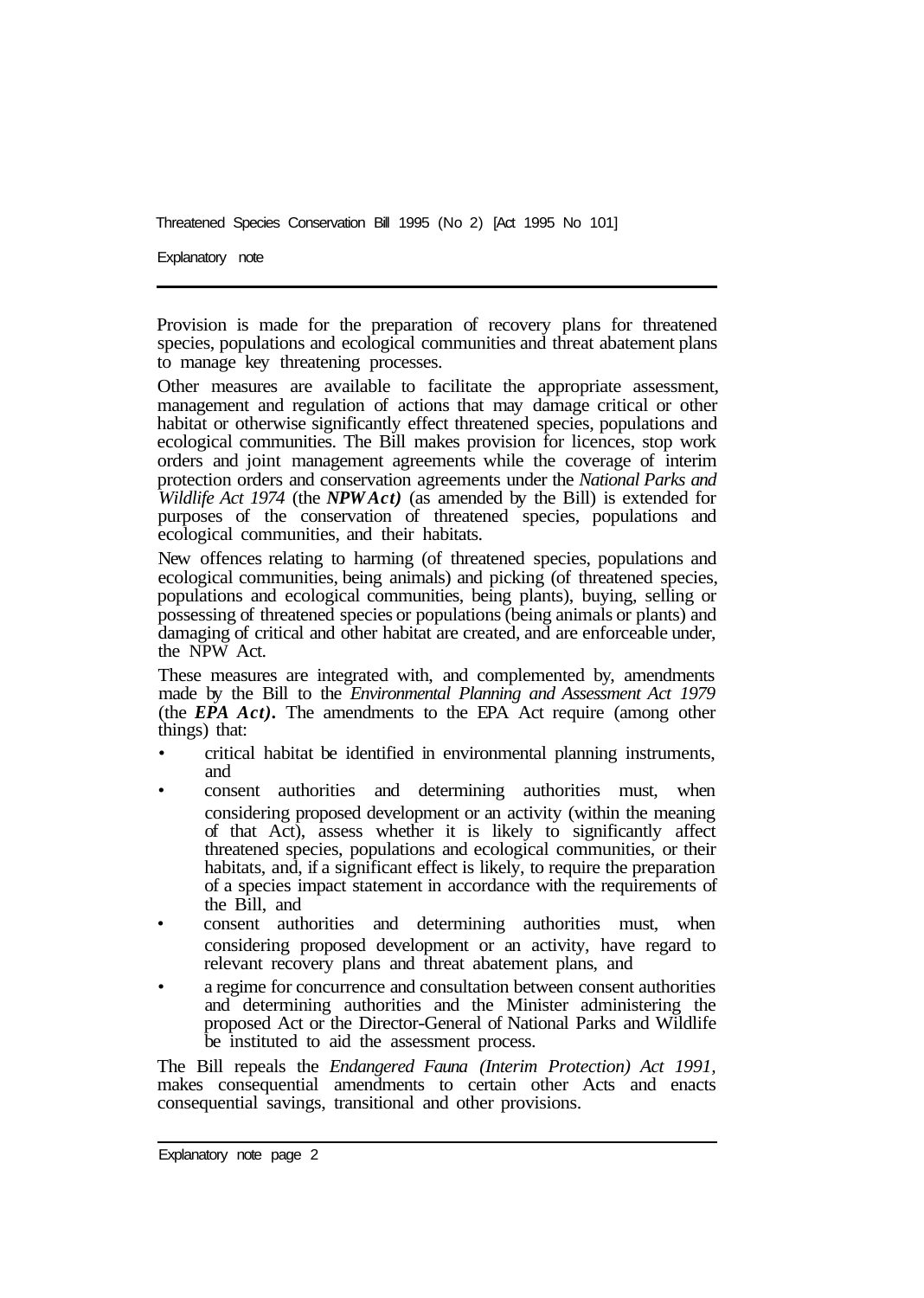Provision is made for the preparation of recovery plans for threatened species, populations and ecological communities and threat abatement plans to manage key threatening processes.

Other measures are available to facilitate the appropriate assessment, management and regulation of actions that may damage critical or other habitat or otherwise significantly effect threatened species, populations and ecological communities. The Bill makes provision for licences, stop work orders and joint management agreements while the coverage of interim protection orders and conservation agreements under the *National Parks and Wildlife Act 1974* (the ***NPW Act)*** (as amended by the Bill) is extended for purposes of the conservation of threatened species, populations and ecological communities, and their habitats.

New offences relating to harming (of threatened species, populations and ecological communities, being animals) and picking (of threatened species, populations and ecological communities, being plants), buying, selling or possessing of threatened species or populations (being animals or plants) and damaging of critical and other habitat are created, and are enforceable under, the NPW Act.

These measures are integrated with, and complemented by, amendments made by the Bill to the *Environmental Planning and Assessment Act 1979* (the ***EPA Act)***. The amendments to the EPA Act require (among other things) that:

- critical habitat be identified in environmental planning instruments, and
- consent authorities and determining authorities must, when considering proposed development or an activity (within the meaning of that Act), assess whether it is likely to significantly affect threatened species, populations and ecological communities, or their habitats, and, if a significant effect is likely, to require the preparation of a species impact statement in accordance with the requirements of the Bill, and
- consent authorities and determining authorities must, when considering proposed development or an activity, have regard to relevant recovery plans and threat abatement plans, and
- a regime for concurrence and consultation between consent authorities and determining authorities and the Minister administering the proposed Act or the Director-General of National Parks and Wildlife be instituted to aid the assessment process.

The Bill repeals the *Endangered Fauna (Interim Protection) Act 1991*, makes consequential amendments to certain other Acts and enacts consequential savings, transitional and other provisions.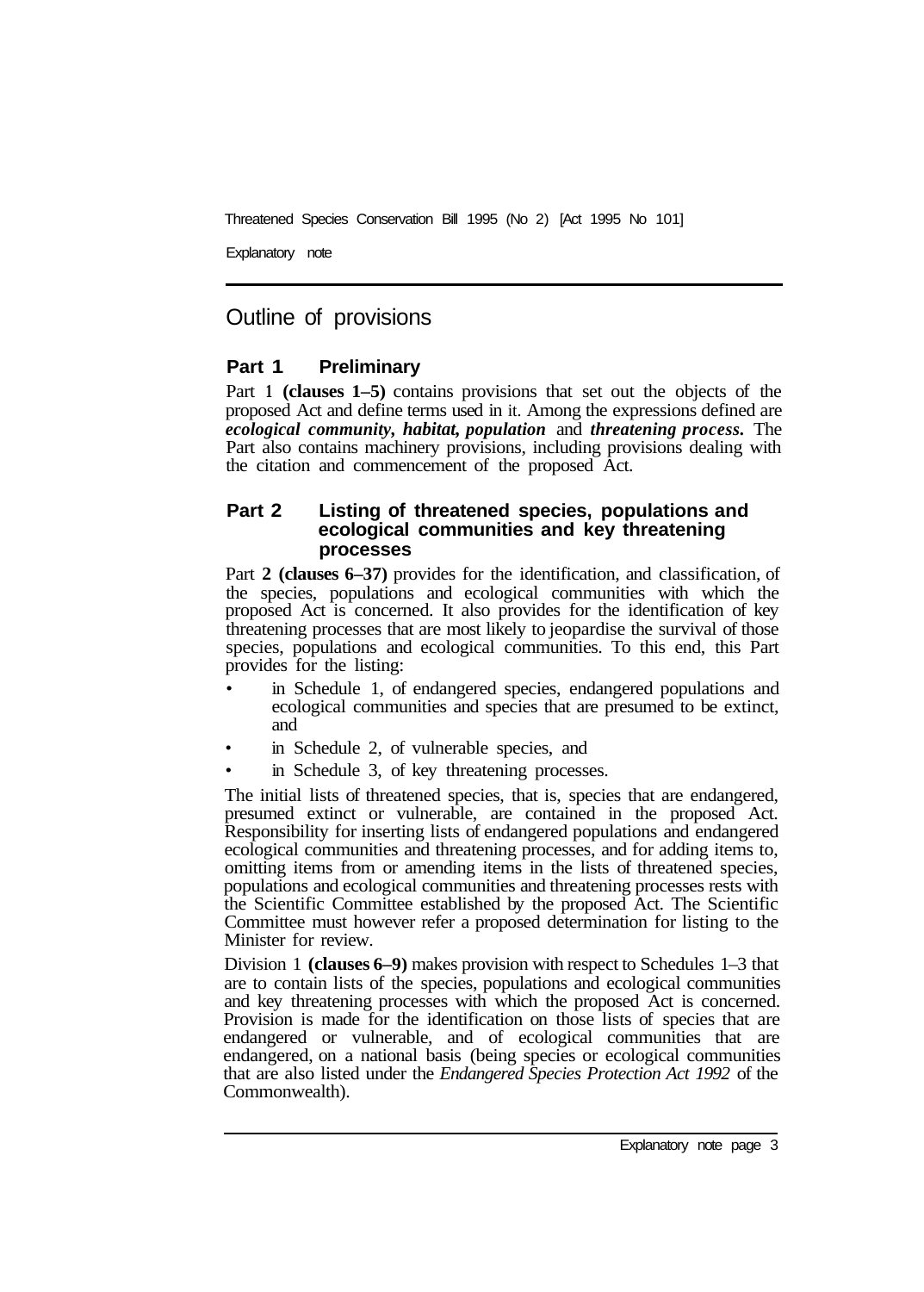## Outline of provisions

### Part 1 Preliminary

Part 1 **(clauses 1–5)** contains provisions that set out the objects of the proposed Act and define terms used in it. Among the expressions defined are ***ecological community, habitat, population*** and ***threatening process.*** The Part also contains machinery provisions, including provisions dealing with the citation and commencement of the proposed Act.

### Part 2 Listing of threatened species, populations and ecological communities and key threatening processes

Part **2 (clauses 6–37)** provides for the identification, and classification, of the species, populations and ecological communities with which the proposed Act is concerned. It also provides for the identification of key threatening processes that are most likely to jeopardise the survival of those species, populations and ecological communities. To this end, this Part provides for the listing:

- in Schedule 1, of endangered species, endangered populations and ecological communities and species that are presumed to be extinct, and
- in Schedule 2, of vulnerable species, and
- in Schedule 3, of key threatening processes.

The initial lists of threatened species, that is, species that are endangered, presumed extinct or vulnerable, are contained in the proposed Act. Responsibility for inserting lists of endangered populations and endangered ecological communities and threatening processes, and for adding items to, omitting items from or amending items in the lists of threatened species, populations and ecological communities and threatening processes rests with the Scientific Committee established by the proposed Act. The Scientific Committee must however refer a proposed determination for listing to the Minister for review.

Division 1 **(clauses 6–9)** makes provision with respect to Schedules 1–3 that are to contain lists of the species, populations and ecological communities and key threatening processes with which the proposed Act is concerned. Provision is made for the identification on those lists of species that are endangered or vulnerable, and of ecological communities that are endangered, on a national basis (being species or ecological communities that are also listed under the *Endangered Species Protection Act 1992* of the Commonwealth).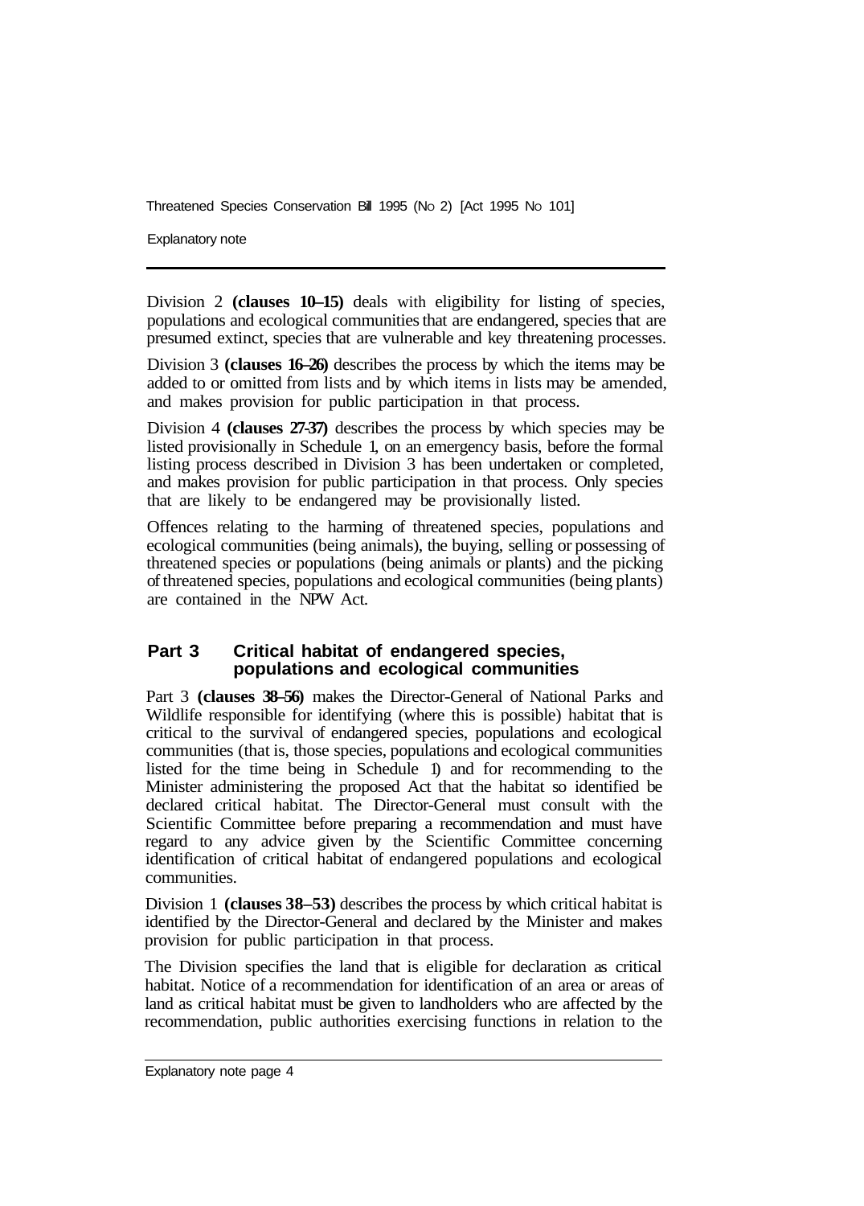Division 2 **(clauses 10–15)** deals with eligibility for listing of species, populations and ecological communities that are endangered, species that are presumed extinct, species that are vulnerable and key threatening processes.

Division 3 **(clauses 16–26)** describes the process by which the items may be added to or omitted from lists and by which items in lists may be amended, and makes provision for public participation in that process.

Division 4 **(clauses 27-37)** describes the process by which species may be listed provisionally in Schedule 1, on an emergency basis, before the formal listing process described in Division 3 has been undertaken or completed, and makes provision for public participation in that process. Only species that are likely to be endangered may be provisionally listed.

Offences relating to the harming of threatened species, populations and ecological communities (being animals), the buying, selling or possessing of threatened species or populations (being animals or plants) and the picking of threatened species, populations and ecological communities (being plants) are contained in the NPW Act.

## Part 3 Critical habitat of endangered species, populations and ecological communities

Part 3 **(clauses 38–56)** makes the Director-General of National Parks and Wildlife responsible for identifying (where this is possible) habitat that is critical to the survival of endangered species, populations and ecological communities (that is, those species, populations and ecological communities listed for the time being in Schedule 1) and for recommending to the Minister administering the proposed Act that the habitat so identified be declared critical habitat. The Director-General must consult with the Scientific Committee before preparing a recommendation and must have regard to any advice given by the Scientific Committee concerning identification of critical habitat of endangered populations and ecological communities.

Division 1 **(clauses 38–53)** describes the process by which critical habitat is identified by the Director-General and declared by the Minister and makes provision for public participation in that process.

The Division specifies the land that is eligible for declaration as critical habitat. Notice of a recommendation for identification of an area or areas of land as critical habitat must be given to landholders who are affected by the recommendation, public authorities exercising functions in relation to the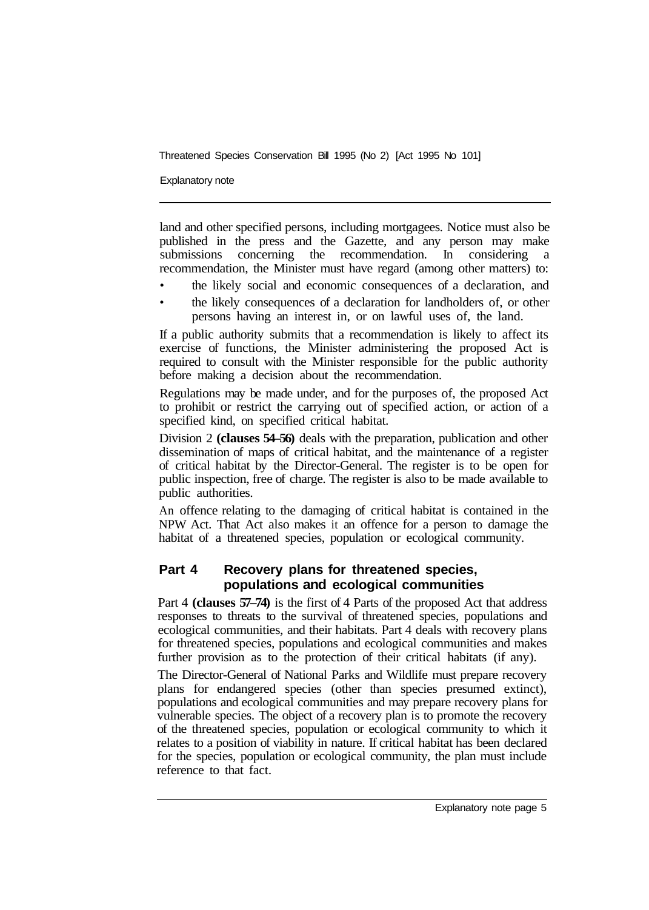land and other specified persons, including mortgagees. Notice must also be published in the press and the Gazette, and any person may make submissions concerning the recommendation. In considering a recommendation, the Minister must have regard (among other matters) to:

- the likely social and economic consequences of a declaration, and
- the likely consequences of a declaration for landholders of, or other persons having an interest in, or on lawful uses of, the land.

If a public authority submits that a recommendation is likely to affect its exercise of functions, the Minister administering the proposed Act is required to consult with the Minister responsible for the public authority before making a decision about the recommendation.

Regulations may be made under, and for the purposes of, the proposed Act to prohibit or restrict the carrying out of specified action, or action of a specified kind, on specified critical habitat.

Division 2 **(clauses 54–56)** deals with the preparation, publication and other dissemination of maps of critical habitat, and the maintenance of a register of critical habitat by the Director-General. The register is to be open for public inspection, free of charge. The register is also to be made available to public authorities.

An offence relating to the damaging of critical habitat is contained in the NPW Act. That Act also makes it an offence for a person to damage the habitat of a threatened species, population or ecological community.

## Part 4 Recovery plans for threatened species, populations and ecological communities

Part 4 **(clauses 57–74)** is the first of 4 Parts of the proposed Act that address responses to threats to the survival of threatened species, populations and ecological communities, and their habitats. Part 4 deals with recovery plans for threatened species, populations and ecological communities and makes further provision as to the protection of their critical habitats (if any).

The Director-General of National Parks and Wildlife must prepare recovery plans for endangered species (other than species presumed extinct), populations and ecological communities and may prepare recovery plans for vulnerable species. The object of a recovery plan is to promote the recovery of the threatened species, population or ecological community to which it relates to a position of viability in nature. If critical habitat has been declared for the species, population or ecological community, the plan must include reference to that fact.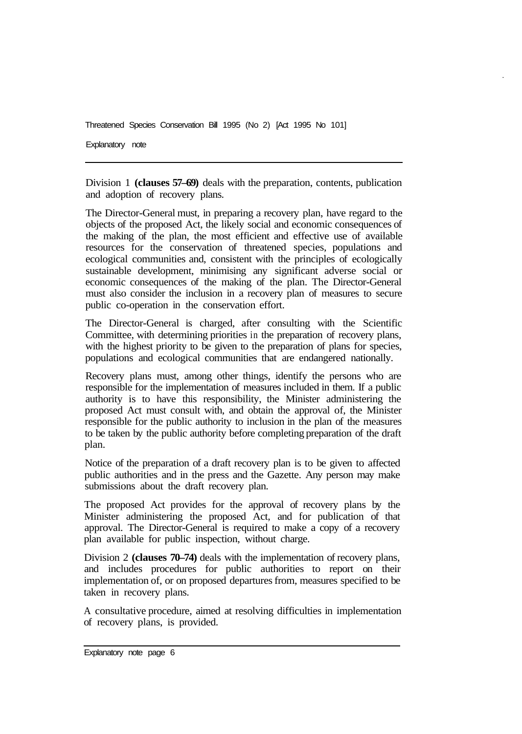Division 1 **(clauses 57–69)** deals with the preparation, contents, publication and adoption of recovery plans.

The Director-General must, in preparing a recovery plan, have regard to the objects of the proposed Act, the likely social and economic consequences of the making of the plan, the most efficient and effective use of available resources for the conservation of threatened species, populations and ecological communities and, consistent with the principles of ecologically sustainable development, minimising any significant adverse social or economic consequences of the making of the plan. The Director-General must also consider the inclusion in a recovery plan of measures to secure public co-operation in the conservation effort.

The Director-General is charged, after consulting with the Scientific Committee, with determining priorities in the preparation of recovery plans, with the highest priority to be given to the preparation of plans for species, populations and ecological communities that are endangered nationally.

Recovery plans must, among other things, identify the persons who are responsible for the implementation of measures included in them. If a public authority is to have this responsibility, the Minister administering the proposed Act must consult with, and obtain the approval of, the Minister responsible for the public authority to inclusion in the plan of the measures to be taken by the public authority before completing preparation of the draft plan.

Notice of the preparation of a draft recovery plan is to be given to affected public authorities and in the press and the Gazette. Any person may make submissions about the draft recovery plan.

The proposed Act provides for the approval of recovery plans by the Minister administering the proposed Act, and for publication of that approval. The Director-General is required to make a copy of a recovery plan available for public inspection, without charge.

Division 2 **(clauses 70–74)** deals with the implementation of recovery plans, and includes procedures for public authorities to report on their implementation of, or on proposed departures from, measures specified to be taken in recovery plans.

A consultative procedure, aimed at resolving difficulties in implementation of recovery plans, is provided.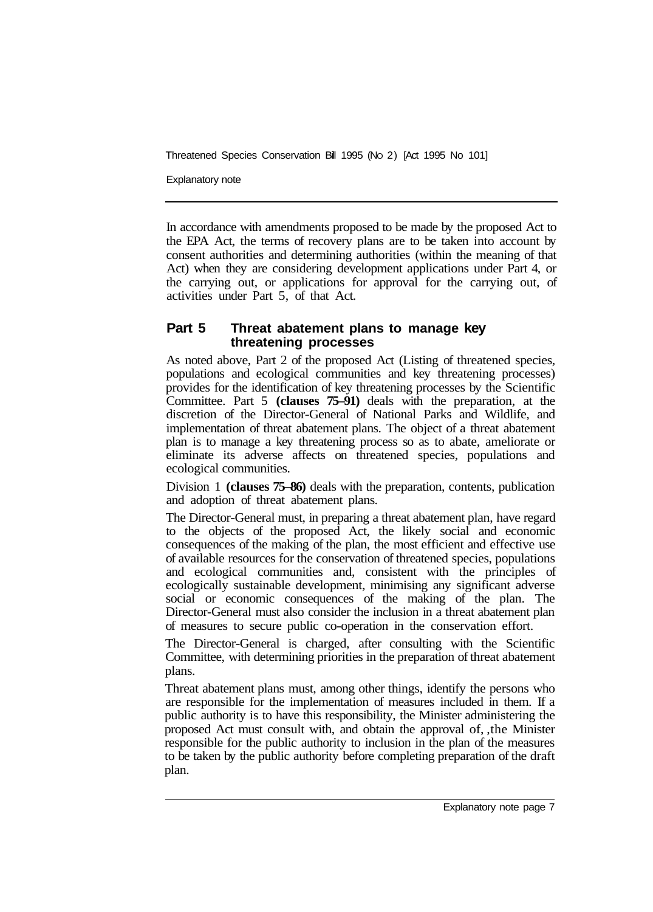In accordance with amendments proposed to be made by the proposed Act to the EPA Act, the terms of recovery plans are to be taken into account by consent authorities and determining authorities (within the meaning of that Act) when they are considering development applications under Part 4, or the carrying out, or applications for approval for the carrying out, of activities under Part 5, of that Act.

## Part 5 Threat abatement plans to manage key threatening processes

As noted above, Part 2 of the proposed Act (Listing of threatened species, populations and ecological communities and key threatening processes) provides for the identification of key threatening processes by the Scientific Committee. Part 5 **(clauses 75–91)** deals with the preparation, at the discretion of the Director-General of National Parks and Wildlife, and implementation of threat abatement plans. The object of a threat abatement plan is to manage a key threatening process so as to abate, ameliorate or eliminate its adverse affects on threatened species, populations and ecological communities.

Division 1 **(clauses 75–86)** deals with the preparation, contents, publication and adoption of threat abatement plans.

The Director-General must, in preparing a threat abatement plan, have regard to the objects of the proposed Act, the likely social and economic consequences of the making of the plan, the most efficient and effective use of available resources for the conservation of threatened species, populations and ecological communities and, consistent with the principles of ecologically sustainable development, minimising any significant adverse social or economic consequences of the making of the plan. The Director-General must also consider the inclusion in a threat abatement plan of measures to secure public co-operation in the conservation effort.

The Director-General is charged, after consulting with the Scientific Committee, with determining priorities in the preparation of threat abatement plans.

Threat abatement plans must, among other things, identify the persons who are responsible for the implementation of measures included in them. If a public authority is to have this responsibility, the Minister administering the proposed Act must consult with, and obtain the approval of, ,the Minister responsible for the public authority to inclusion in the plan of the measures to be taken by the public authority before completing preparation of the draft plan.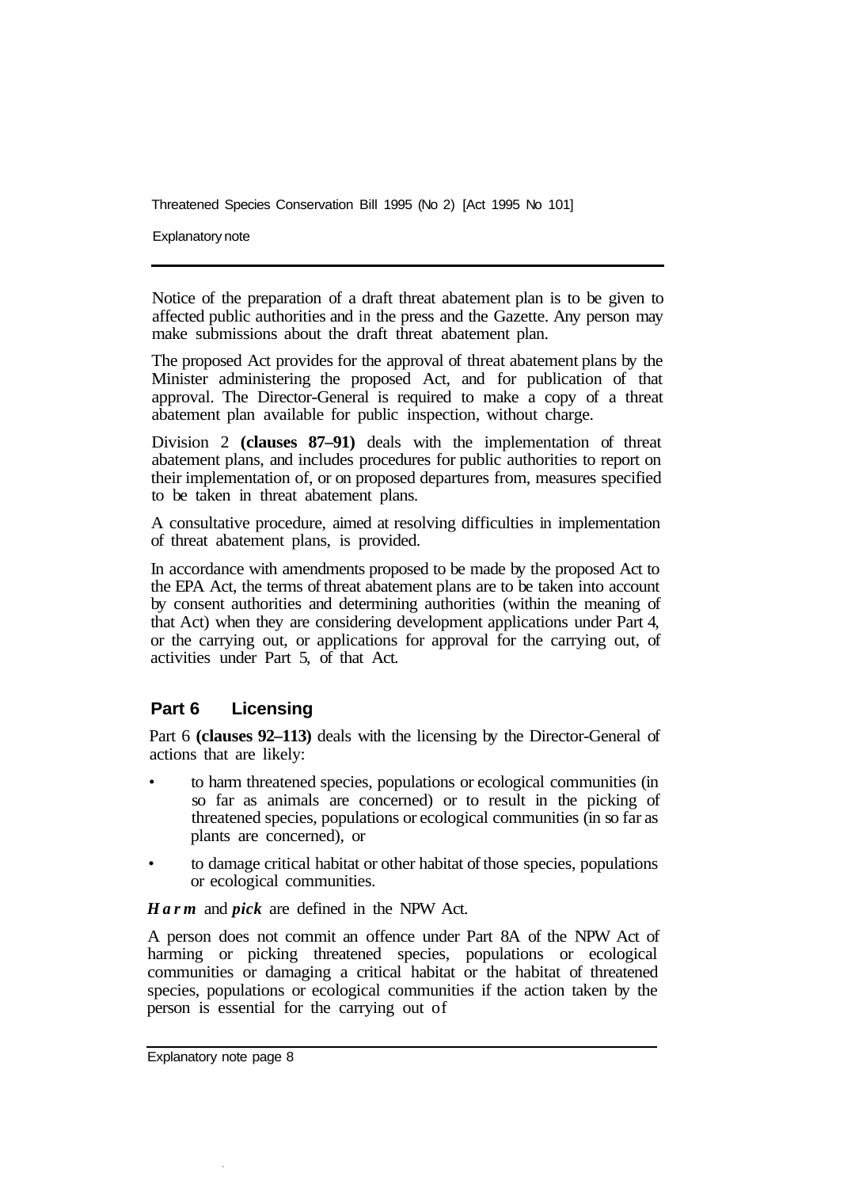Notice of the preparation of a draft threat abatement plan is to be given to affected public authorities and in the press and the Gazette. Any person may make submissions about the draft threat abatement plan.

The proposed Act provides for the approval of threat abatement plans by the Minister administering the proposed Act, and for publication of that approval. The Director-General is required to make a copy of a threat abatement plan available for public inspection, without charge.

Division 2 **(clauses 87–91)** deals with the implementation of threat abatement plans, and includes procedures for public authorities to report on their implementation of, or on proposed departures from, measures specified to be taken in threat abatement plans.

A consultative procedure, aimed at resolving difficulties in implementation of threat abatement plans, is provided.

In accordance with amendments proposed to be made by the proposed Act to the EPA Act, the terms of threat abatement plans are to be taken into account by consent authorities and determining authorities (within the meaning of that Act) when they are considering development applications under Part 4, or the carrying out, or applications for approval for the carrying out, of activities under Part 5, of that Act.

## Part 6 Licensing

Part 6 **(clauses 92–113)** deals with the licensing by the Director-General of actions that are likely:

- to harm threatened species, populations or ecological communities (in so far as animals are concerned) or to result in the picking of threatened species, populations or ecological communities (in so far as plants are concerned), or
- to damage critical habitat or other habitat of those species, populations or ecological communities.

***Harm*** and ***pick*** are defined in the NPW Act.

A person does not commit an offence under Part 8A of the NPW Act of harming or picking threatened species, populations or ecological communities or damaging a critical habitat or the habitat of threatened species, populations or ecological communities if the action taken by the person is essential for the carrying out of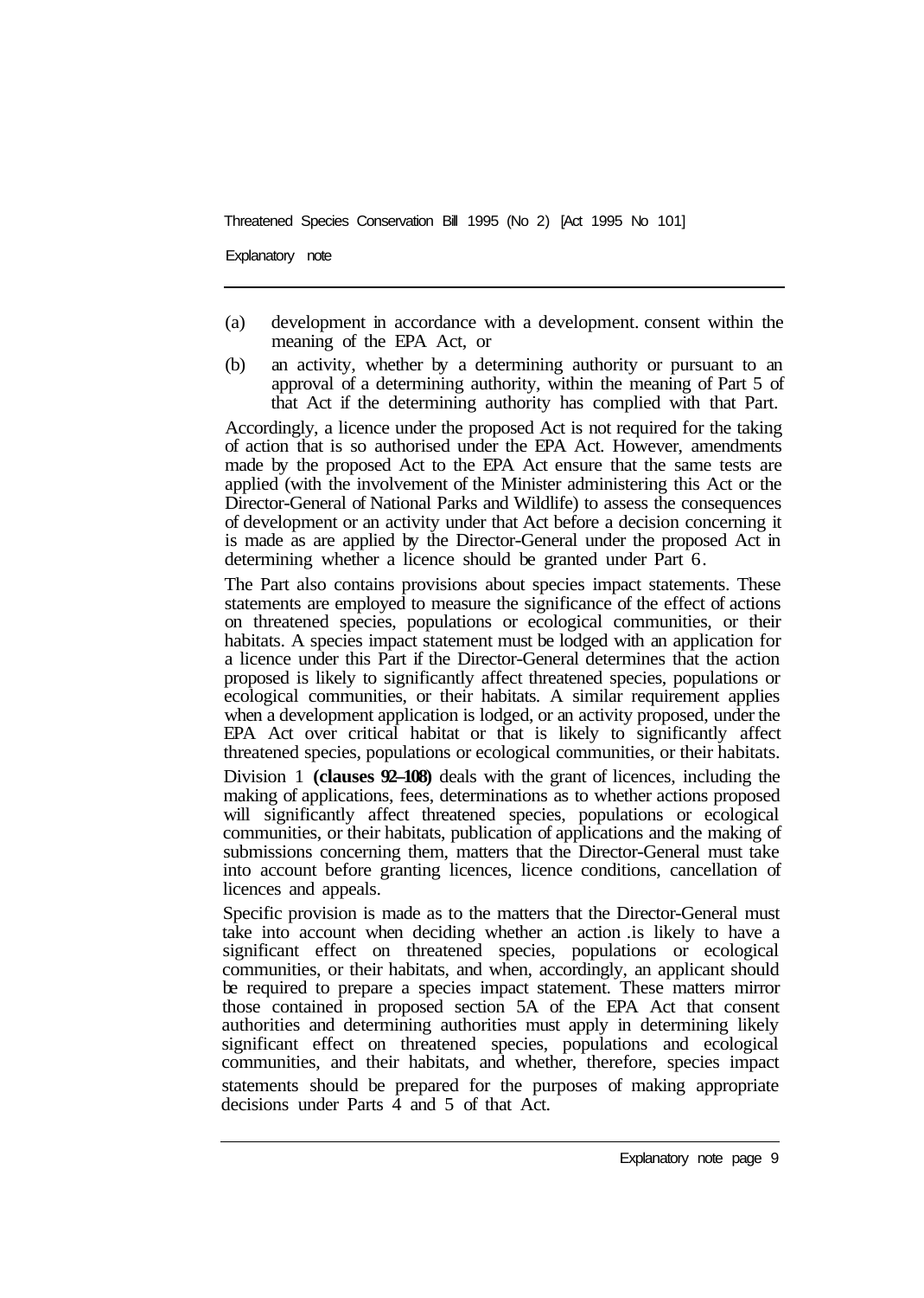(a) development in accordance with a development. consent within the meaning of the EPA Act, or

(b) an activity, whether by a determining authority or pursuant to an approval of a determining authority, within the meaning of Part 5 of that Act if the determining authority has complied with that Part.

Accordingly, a licence under the proposed Act is not required for the taking of action that is so authorised under the EPA Act. However, amendments made by the proposed Act to the EPA Act ensure that the same tests are applied (with the involvement of the Minister administering this Act or the Director-General of National Parks and Wildlife) to assess the consequences of development or an activity under that Act before a decision concerning it is made as are applied by the Director-General under the proposed Act in determining whether a licence should be granted under Part 6.

The Part also contains provisions about species impact statements. These statements are employed to measure the significance of the effect of actions on threatened species, populations or ecological communities, or their habitats. A species impact statement must be lodged with an application for a licence under this Part if the Director-General determines that the action proposed is likely to significantly affect threatened species, populations or ecological communities, or their habitats. A similar requirement applies when a development application is lodged, or an activity proposed, under the EPA Act over critical habitat or that is likely to significantly affect threatened species, populations or ecological communities, or their habitats.

Division 1 **(clauses 92–108)** deals with the grant of licences, including the making of applications, fees, determinations as to whether actions proposed will significantly affect threatened species, populations or ecological communities, or their habitats, publication of applications and the making of submissions concerning them, matters that the Director-General must take into account before granting licences, licence conditions, cancellation of licences and appeals.

Specific provision is made as to the matters that the Director-General must take into account when deciding whether an action .is likely to have a significant effect on threatened species, populations or ecological communities, or their habitats, and when, accordingly, an applicant should be required to prepare a species impact statement. These matters mirror those contained in proposed section 5A of the EPA Act that consent authorities and determining authorities must apply in determining likely significant effect on threatened species, populations and ecological communities, and their habitats, and whether, therefore, species impact statements should be prepared for the purposes of making appropriate decisions under Parts 4 and 5 of that Act.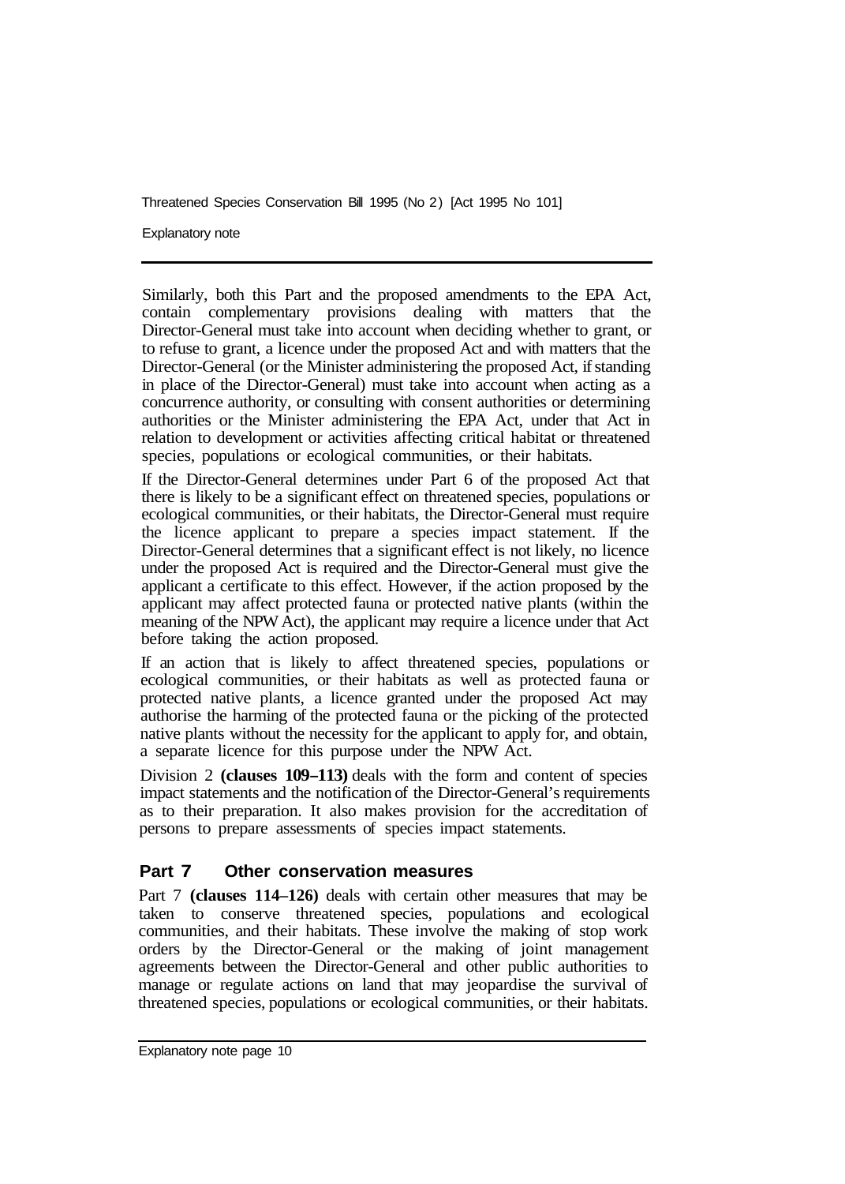Similarly, both this Part and the proposed amendments to the EPA Act, contain complementary provisions dealing with matters that the Director-General must take into account when deciding whether to grant, or to refuse to grant, a licence under the proposed Act and with matters that the Director-General (or the Minister administering the proposed Act, if standing in place of the Director-General) must take into account when acting as a concurrence authority, or consulting with consent authorities or determining authorities or the Minister administering the EPA Act, under that Act in relation to development or activities affecting critical habitat or threatened species, populations or ecological communities, or their habitats.

If the Director-General determines under Part 6 of the proposed Act that there is likely to be a significant effect on threatened species, populations or ecological communities, or their habitats, the Director-General must require the licence applicant to prepare a species impact statement. If the Director-General determines that a significant effect is not likely, no licence under the proposed Act is required and the Director-General must give the applicant a certificate to this effect. However, if the action proposed by the applicant may affect protected fauna or protected native plants (within the meaning of the NPW Act), the applicant may require a licence under that Act before taking the action proposed.

If an action that is likely to affect threatened species, populations or ecological communities, or their habitats as well as protected fauna or protected native plants, a licence granted under the proposed Act may authorise the harming of the protected fauna or the picking of the protected native plants without the necessity for the applicant to apply for, and obtain, a separate licence for this purpose under the NPW Act.

Division 2 **(clauses 109–113)** deals with the form and content of species impact statements and the notification of the Director-General's requirements as to their preparation. It also makes provision for the accreditation of persons to prepare assessments of species impact statements.

## Part 7 Other conservation measures

Part 7 **(clauses 114–126)** deals with certain other measures that may be taken to conserve threatened species, populations and ecological communities, and their habitats. These involve the making of stop work orders by the Director-General or the making of joint management agreements between the Director-General and other public authorities to manage or regulate actions on land that may jeopardise the survival of threatened species, populations or ecological communities, or their habitats.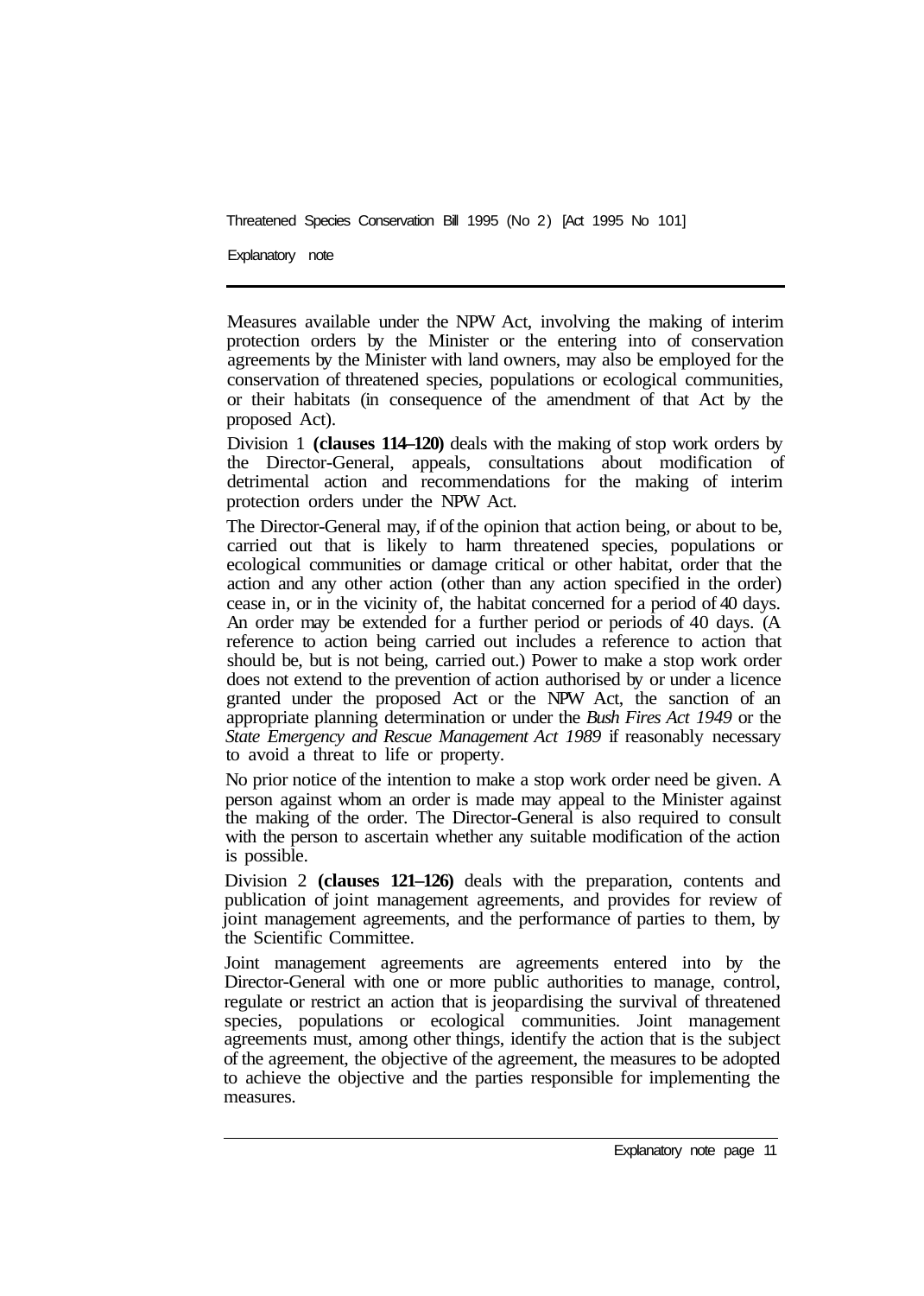Measures available under the NPW Act, involving the making of interim protection orders by the Minister or the entering into of conservation agreements by the Minister with land owners, may also be employed for the conservation of threatened species, populations or ecological communities, or their habitats (in consequence of the amendment of that Act by the proposed Act).

Division 1 **(clauses 114–120)** deals with the making of stop work orders by the Director-General, appeals, consultations about modification of detrimental action and recommendations for the making of interim protection orders under the NPW Act.

The Director-General may, if of the opinion that action being, or about to be, carried out that is likely to harm threatened species, populations or ecological communities or damage critical or other habitat, order that the action and any other action (other than any action specified in the order) cease in, or in the vicinity of, the habitat concerned for a period of 40 days. An order may be extended for a further period or periods of 40 days. (A reference to action being carried out includes a reference to action that should be, but is not being, carried out.) Power to make a stop work order does not extend to the prevention of action authorised by or under a licence granted under the proposed Act or the NPW Act, the sanction of an appropriate planning determination or under the *Bush Fires Act 1949* or the *State Emergency and Rescue Management Act 1989* if reasonably necessary to avoid a threat to life or property.

No prior notice of the intention to make a stop work order need be given. A person against whom an order is made may appeal to the Minister against the making of the order. The Director-General is also required to consult with the person to ascertain whether any suitable modification of the action is possible.

Division 2 **(clauses 121–126)** deals with the preparation, contents and publication of joint management agreements, and provides for review of joint management agreements, and the performance of parties to them, by the Scientific Committee.

Joint management agreements are agreements entered into by the Director-General with one or more public authorities to manage, control, regulate or restrict an action that is jeopardising the survival of threatened species, populations or ecological communities. Joint management agreements must, among other things, identify the action that is the subject of the agreement, the objective of the agreement, the measures to be adopted to achieve the objective and the parties responsible for implementing the measures.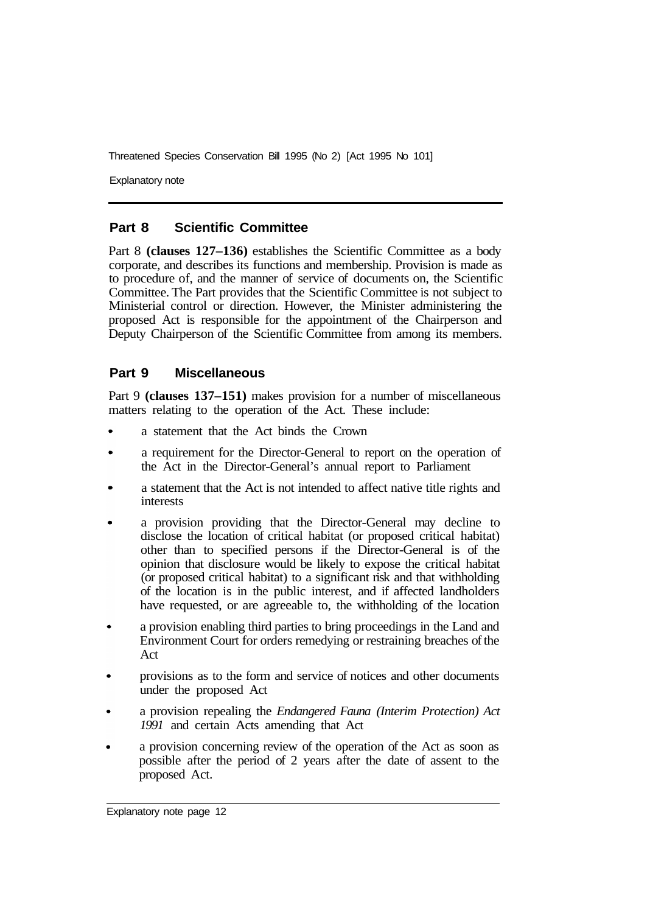## Part 8 Scientific Committee

Part 8 **(clauses 127–136)** establishes the Scientific Committee as a body corporate, and describes its functions and membership. Provision is made as to procedure of, and the manner of service of documents on, the Scientific Committee. The Part provides that the Scientific Committee is not subject to Ministerial control or direction. However, the Minister administering the proposed Act is responsible for the appointment of the Chairperson and Deputy Chairperson of the Scientific Committee from among its members.

## Part 9 Miscellaneous

Part 9 **(clauses 137–151)** makes provision for a number of miscellaneous matters relating to the operation of the Act. These include:

- a statement that the Act binds the Crown
- a requirement for the Director-General to report on the operation of the Act in the Director-General's annual report to Parliament
- a statement that the Act is not intended to affect native title rights and interests
- a provision providing that the Director-General may decline to disclose the location of critical habitat (or proposed critical habitat) other than to specified persons if the Director-General is of the opinion that disclosure would be likely to expose the critical habitat (or proposed critical habitat) to a significant risk and that withholding of the location is in the public interest, and if affected landholders have requested, or are agreeable to, the withholding of the location
- a provision enabling third parties to bring proceedings in the Land and Environment Court for orders remedying or restraining breaches of the Act
- provisions as to the form and service of notices and other documents under the proposed Act
- a provision repealing the *Endangered Fauna (Interim Protection) Act 1991* and certain Acts amending that Act
- a provision concerning review of the operation of the Act as soon as possible after the period of 2 years after the date of assent to the proposed Act.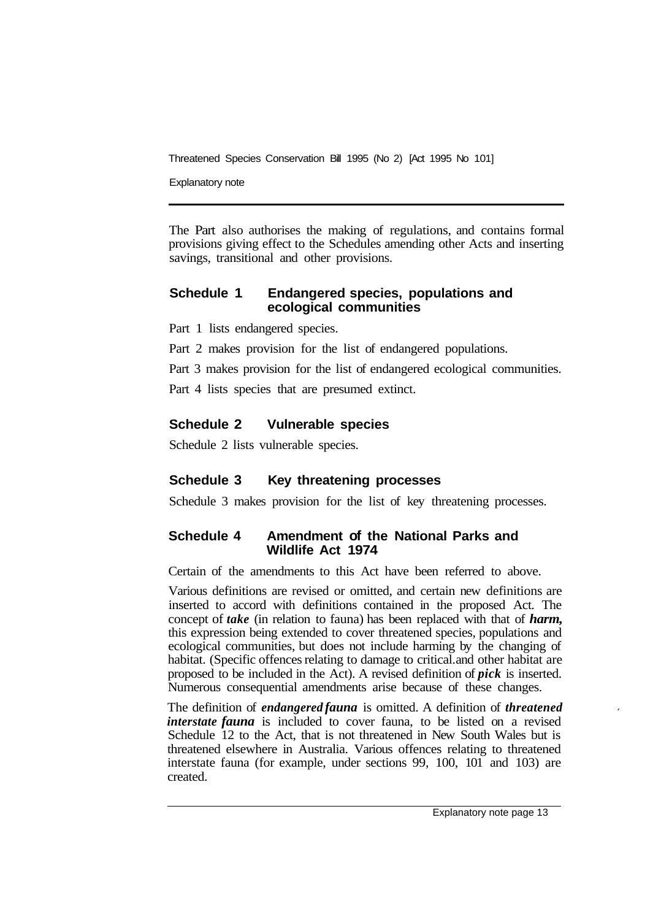The Part also authorises the making of regulations, and contains formal provisions giving effect to the Schedules amending other Acts and inserting savings, transitional and other provisions.

## Schedule 1 Endangered species, populations and ecological communities

Part 1 lists endangered species.

Part 2 makes provision for the list of endangered populations.

Part 3 makes provision for the list of endangered ecological communities.

Part 4 lists species that are presumed extinct.

## Schedule 2 Vulnerable species

Schedule 2 lists vulnerable species.

## Schedule 3 Key threatening processes

Schedule 3 makes provision for the list of key threatening processes.

## Schedule 4 Amendment of the National Parks and Wildlife Act 1974

Certain of the amendments to this Act have been referred to above.

Various definitions are revised or omitted, and certain new definitions are inserted to accord with definitions contained in the proposed Act. The concept of ***take*** (in relation to fauna) has been replaced with that of ***harm,*** this expression being extended to cover threatened species, populations and ecological communities, but does not include harming by the changing of habitat. (Specific offences relating to damage to critical.and other habitat are proposed to be included in the Act). A revised definition of ***pick*** is inserted. Numerous consequential amendments arise because of these changes.

The definition of ***endangered fauna*** is omitted. A definition of ***threatened interstate fauna*** is included to cover fauna, to be listed on a revised Schedule 12 to the Act, that is not threatened in New South Wales but is threatened elsewhere in Australia. Various offences relating to threatened interstate fauna (for example, under sections 99, 100, 101 and 103) are created.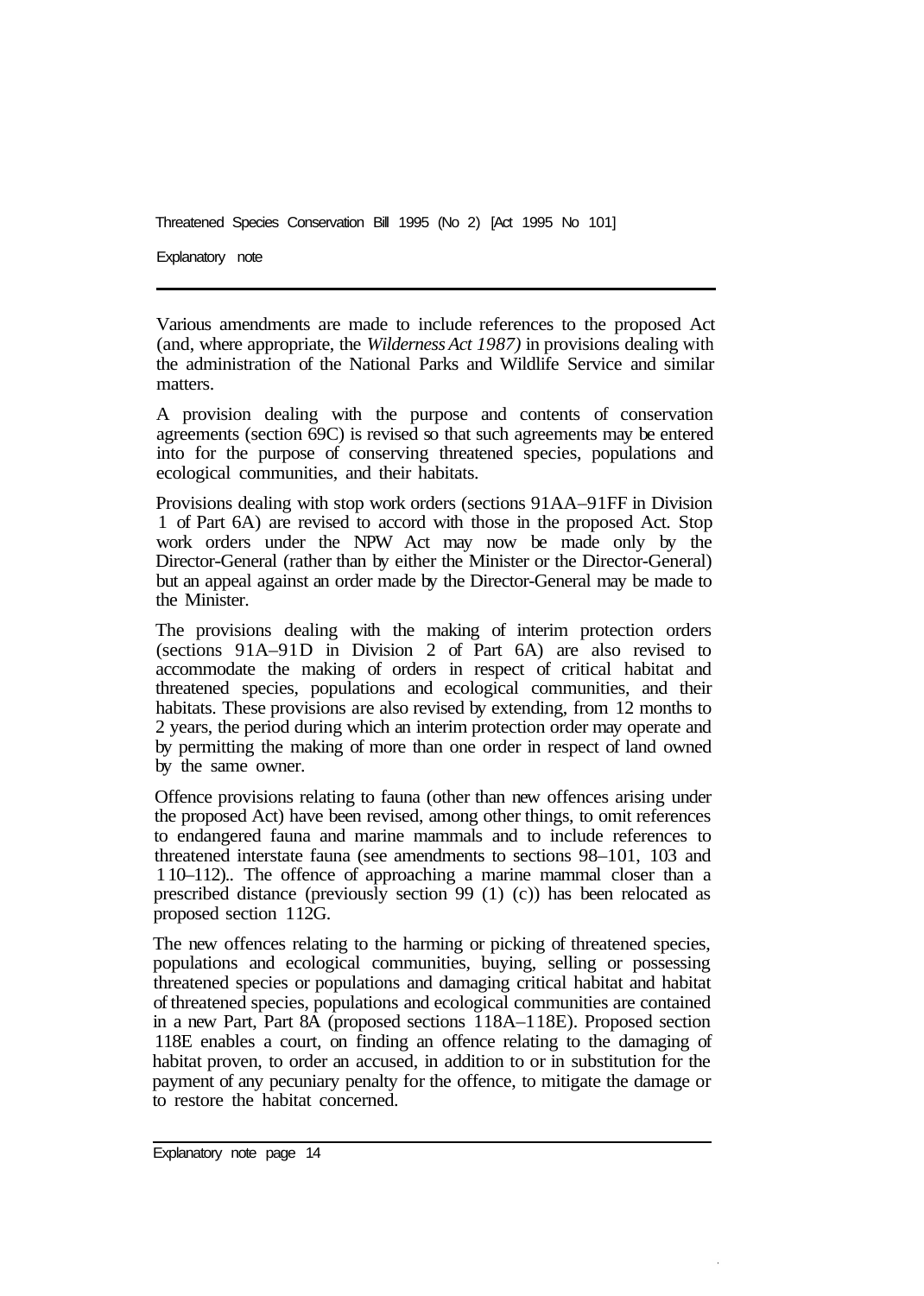Various amendments are made to include references to the proposed Act (and, where appropriate, the *Wilderness Act 1987)* in provisions dealing with the administration of the National Parks and Wildlife Service and similar matters.

A provision dealing with the purpose and contents of conservation agreements (section 69C) is revised so that such agreements may be entered into for the purpose of conserving threatened species, populations and ecological communities, and their habitats.

Provisions dealing with stop work orders (sections 91AA–91FF in Division 1 of Part 6A) are revised to accord with those in the proposed Act. Stop work orders under the NPW Act may now be made only by the Director-General (rather than by either the Minister or the Director-General) but an appeal against an order made by the Director-General may be made to the Minister.

The provisions dealing with the making of interim protection orders (sections 91A–91D in Division 2 of Part 6A) are also revised to accommodate the making of orders in respect of critical habitat and threatened species, populations and ecological communities, and their habitats. These provisions are also revised by extending, from 12 months to 2 years, the period during which an interim protection order may operate and by permitting the making of more than one order in respect of land owned by the same owner.

Offence provisions relating to fauna (other than new offences arising under the proposed Act) have been revised, among other things, to omit references to endangered fauna and marine mammals and to include references to threatened interstate fauna (see amendments to sections 98–101, 103 and 110–112).. The offence of approaching a marine mammal closer than a prescribed distance (previously section 99 (1) (c)) has been relocated as proposed section 112G.

The new offences relating to the harming or picking of threatened species, populations and ecological communities, buying, selling or possessing threatened species or populations and damaging critical habitat and habitat of threatened species, populations and ecological communities are contained in a new Part, Part 8A (proposed sections 118A–118E). Proposed section 118E enables a court, on finding an offence relating to the damaging of habitat proven, to order an accused, in addition to or in substitution for the payment of any pecuniary penalty for the offence, to mitigate the damage or to restore the habitat concerned.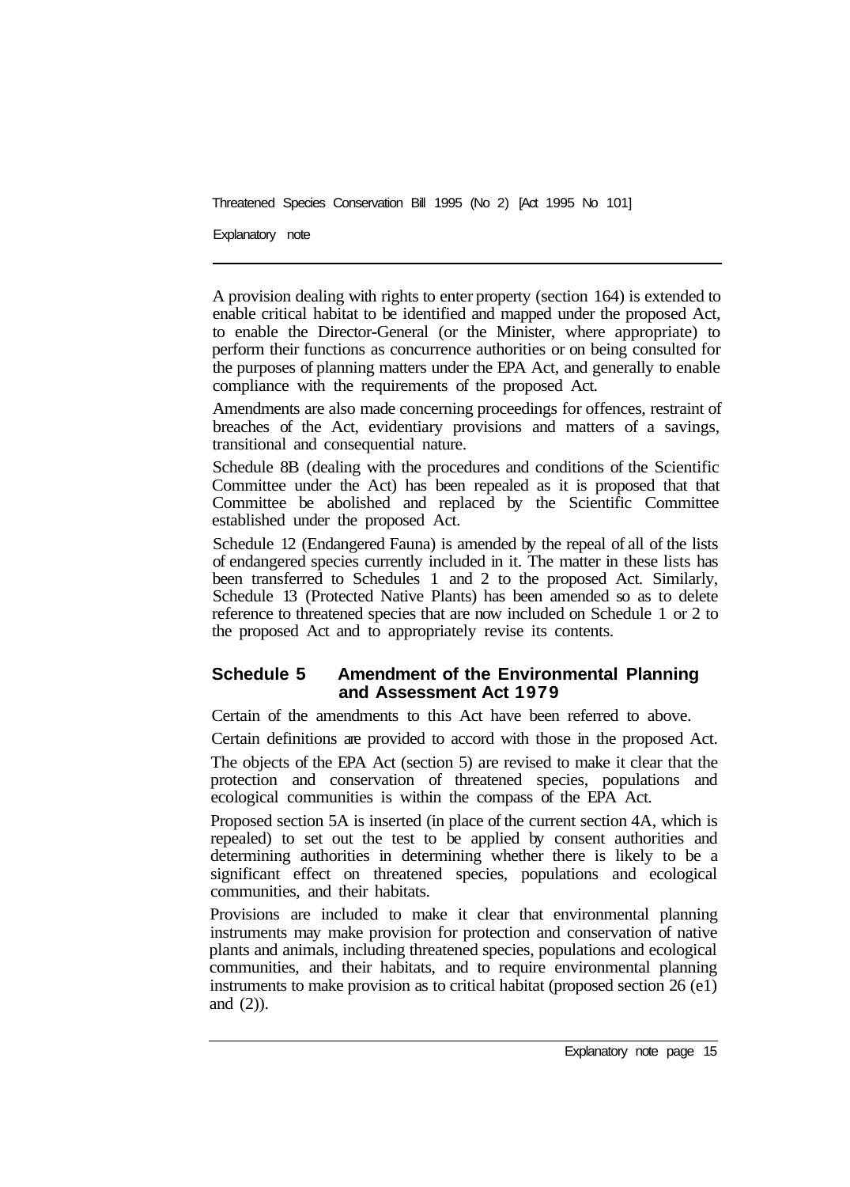A provision dealing with rights to enter property (section 164) is extended to enable critical habitat to be identified and mapped under the proposed Act, to enable the Director-General (or the Minister, where appropriate) to perform their functions as concurrence authorities or on being consulted for the purposes of planning matters under the EPA Act, and generally to enable compliance with the requirements of the proposed Act.

Amendments are also made concerning proceedings for offences, restraint of breaches of the Act, evidentiary provisions and matters of a savings, transitional and consequential nature.

Schedule 8B (dealing with the procedures and conditions of the Scientific Committee under the Act) has been repealed as it is proposed that that Committee be abolished and replaced by the Scientific Committee established under the proposed Act.

Schedule 12 (Endangered Fauna) is amended by the repeal of all of the lists of endangered species currently included in it. The matter in these lists has been transferred to Schedules 1 and 2 to the proposed Act. Similarly, Schedule 13 (Protected Native Plants) has been amended so as to delete reference to threatened species that are now included on Schedule 1 or 2 to the proposed Act and to appropriately revise its contents.

## Schedule 5 Amendment of the Environmental Planning and Assessment Act 1979

Certain of the amendments to this Act have been referred to above.

Certain definitions are provided to accord with those in the proposed Act.

The objects of the EPA Act (section 5) are revised to make it clear that the protection and conservation of threatened species, populations and ecological communities is within the compass of the EPA Act.

Proposed section 5A is inserted (in place of the current section 4A, which is repealed) to set out the test to be applied by consent authorities and determining authorities in determining whether there is likely to be a significant effect on threatened species, populations and ecological communities, and their habitats.

Provisions are included to make it clear that environmental planning instruments may make provision for protection and conservation of native plants and animals, including threatened species, populations and ecological communities, and their habitats, and to require environmental planning instruments to make provision as to critical habitat (proposed section 26 (e1) and (2)).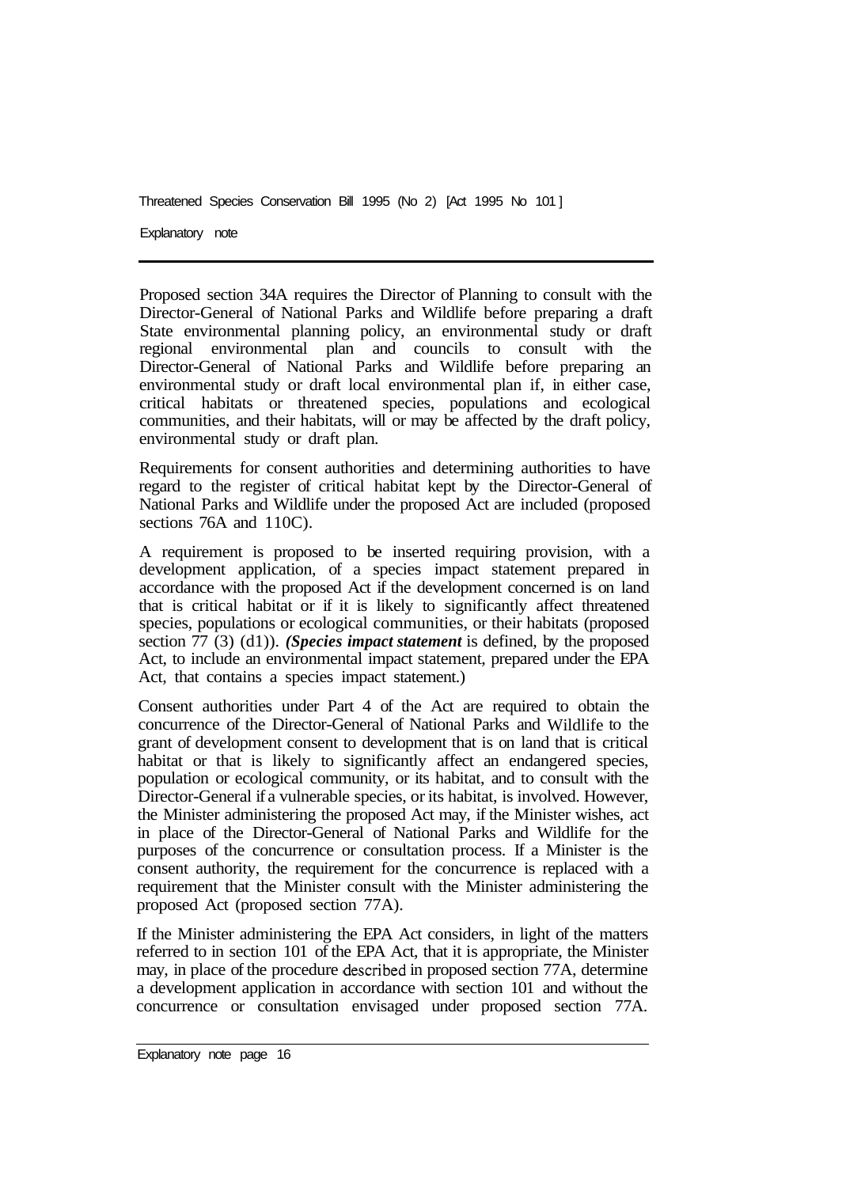Proposed section 34A requires the Director of Planning to consult with the Director-General of National Parks and Wildlife before preparing a draft State environmental planning policy, an environmental study or draft regional environmental plan and councils to consult with the Director-General of National Parks and Wildlife before preparing an environmental study or draft local environmental plan if, in either case, critical habitats or threatened species, populations and ecological communities, and their habitats, will or may be affected by the draft policy, environmental study or draft plan.

Requirements for consent authorities and determining authorities to have regard to the register of critical habitat kept by the Director-General of National Parks and Wildlife under the proposed Act are included (proposed sections 76A and 110C).

A requirement is proposed to be inserted requiring provision, with a development application, of a species impact statement prepared in accordance with the proposed Act if the development concerned is on land that is critical habitat or if it is likely to significantly affect threatened species, populations or ecological communities, or their habitats (proposed section 77 (3) (d1)). ***(Species impact statement*** is defined, by the proposed Act, to include an environmental impact statement, prepared under the EPA Act, that contains a species impact statement.)

Consent authorities under Part 4 of the Act are required to obtain the concurrence of the Director-General of National Parks and Wildlife to the grant of development consent to development that is on land that is critical habitat or that is likely to significantly affect an endangered species, population or ecological community, or its habitat, and to consult with the Director-General if a vulnerable species, or its habitat, is involved. However, the Minister administering the proposed Act may, if the Minister wishes, act in place of the Director-General of National Parks and Wildlife for the purposes of the concurrence or consultation process. If a Minister is the consent authority, the requirement for the concurrence is replaced with a requirement that the Minister consult with the Minister administering the proposed Act (proposed section 77A).

If the Minister administering the EPA Act considers, in light of the matters referred to in section 101 of the EPA Act, that it is appropriate, the Minister may, in place of the procedure described in proposed section 77A, determine a development application in accordance with section 101 and without the concurrence or consultation envisaged under proposed section 77A.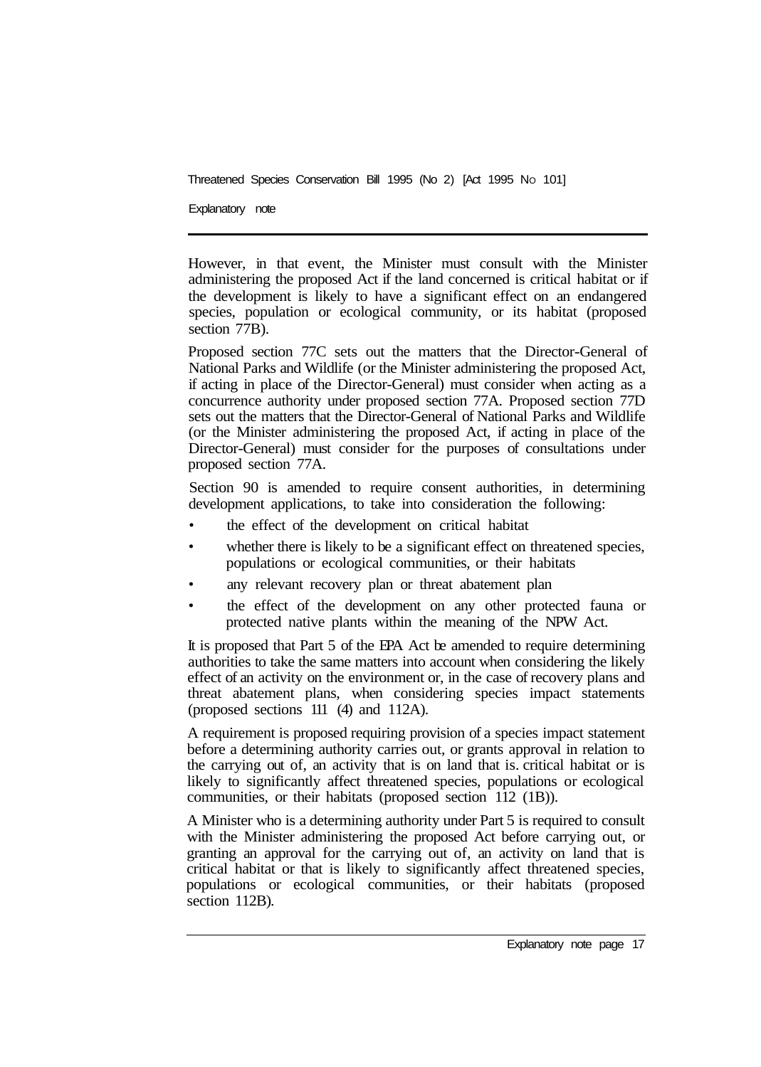However, in that event, the Minister must consult with the Minister administering the proposed Act if the land concerned is critical habitat or if the development is likely to have a significant effect on an endangered species, population or ecological community, or its habitat (proposed section 77B).

Proposed section 77C sets out the matters that the Director-General of National Parks and Wildlife (or the Minister administering the proposed Act, if acting in place of the Director-General) must consider when acting as a concurrence authority under proposed section 77A. Proposed section 77D sets out the matters that the Director-General of National Parks and Wildlife (or the Minister administering the proposed Act, if acting in place of the Director-General) must consider for the purposes of consultations under proposed section 77A.

Section 90 is amended to require consent authorities, in determining development applications, to take into consideration the following:

- the effect of the development on critical habitat
- whether there is likely to be a significant effect on threatened species, populations or ecological communities, or their habitats
- any relevant recovery plan or threat abatement plan
- the effect of the development on any other protected fauna or protected native plants within the meaning of the NPW Act.

It is proposed that Part 5 of the EPA Act be amended to require determining authorities to take the same matters into account when considering the likely effect of an activity on the environment or, in the case of recovery plans and threat abatement plans, when considering species impact statements (proposed sections 111 (4) and 112A).

A requirement is proposed requiring provision of a species impact statement before a determining authority carries out, or grants approval in relation to the carrying out of, an activity that is on land that is critical habitat or is likely to significantly affect threatened species, populations or ecological communities, or their habitats (proposed section 112 (1B)).

A Minister who is a determining authority under Part 5 is required to consult with the Minister administering the proposed Act before carrying out, or granting an approval for the carrying out of, an activity on land that is critical habitat or that is likely to significantly affect threatened species, populations or ecological communities, or their habitats (proposed section 112B).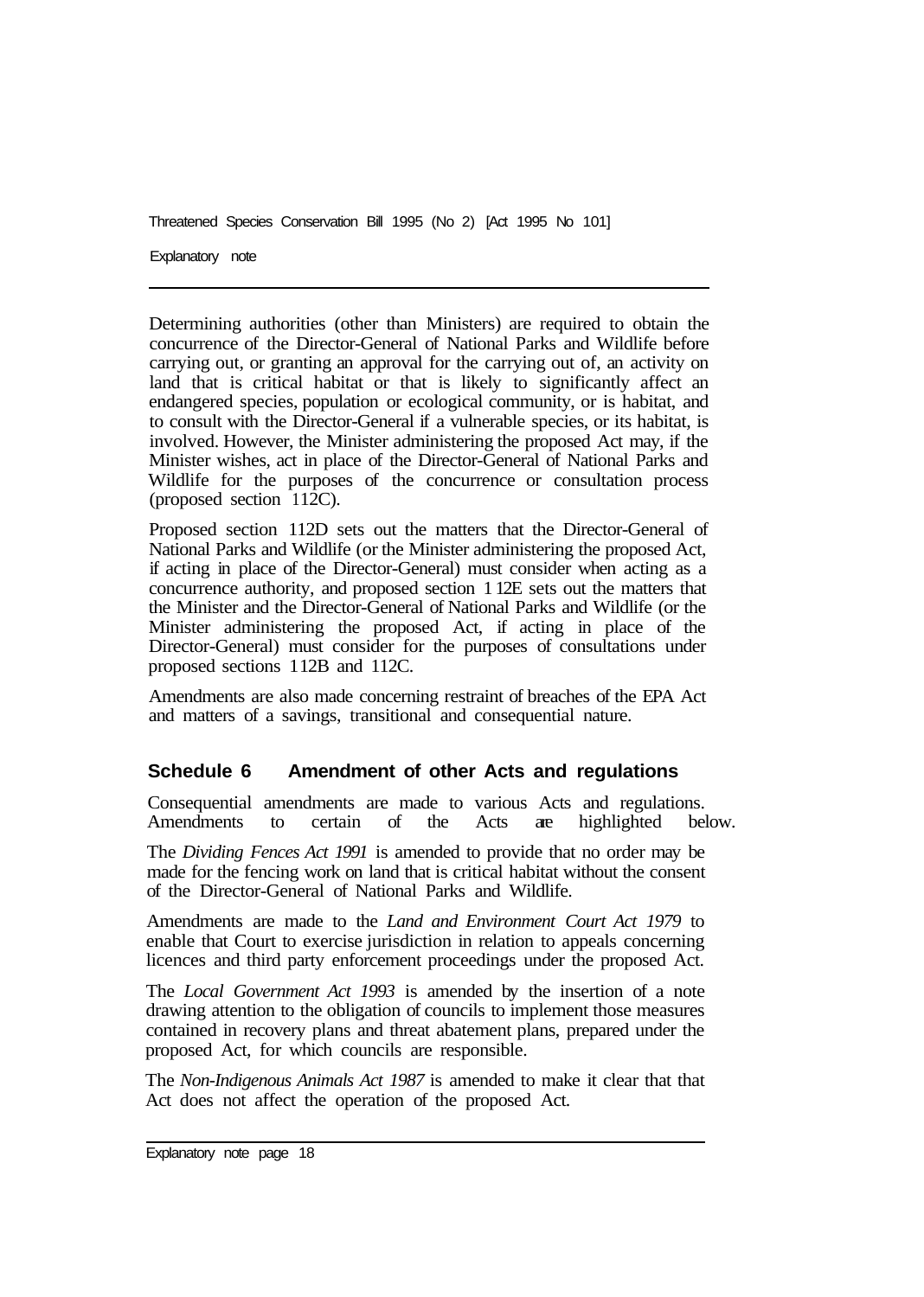Determining authorities (other than Ministers) are required to obtain the concurrence of the Director-General of National Parks and Wildlife before carrying out, or granting an approval for the carrying out of, an activity on land that is critical habitat or that is likely to significantly affect an endangered species, population or ecological community, or is habitat, and to consult with the Director-General if a vulnerable species, or its habitat, is involved. However, the Minister administering the proposed Act may, if the Minister wishes, act in place of the Director-General of National Parks and Wildlife for the purposes of the concurrence or consultation process (proposed section 112C).

Proposed section 112D sets out the matters that the Director-General of National Parks and Wildlife (or the Minister administering the proposed Act, if acting in place of the Director-General) must consider when acting as a concurrence authority, and proposed section 112E sets out the matters that the Minister and the Director-General of National Parks and Wildlife (or the Minister administering the proposed Act, if acting in place of the Director-General) must consider for the purposes of consultations under proposed sections 112B and 112C.

Amendments are also made concerning restraint of breaches of the EPA Act and matters of a savings, transitional and consequential nature.

## Schedule 6 Amendment of other Acts and regulations

Consequential amendments are made to various Acts and regulations. Amendments to certain of the Acts are highlighted below.

The *Dividing Fences Act 1991* is amended to provide that no order may be made for the fencing work on land that is critical habitat without the consent of the Director-General of National Parks and Wildlife.

Amendments are made to the *Land and Environment Court Act 1979* to enable that Court to exercise jurisdiction in relation to appeals concerning licences and third party enforcement proceedings under the proposed Act.

The *Local Government Act 1993* is amended by the insertion of a note drawing attention to the obligation of councils to implement those measures contained in recovery plans and threat abatement plans, prepared under the proposed Act, for which councils are responsible.

The *Non-Indigenous Animals Act 1987* is amended to make it clear that that Act does not affect the operation of the proposed Act.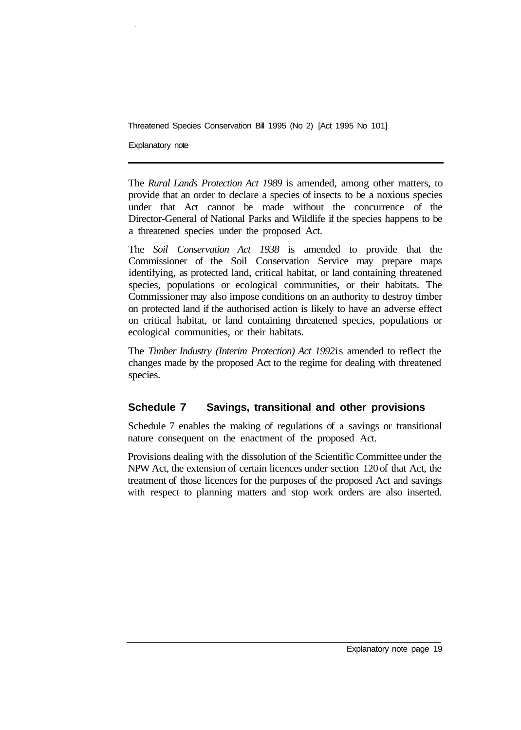The *Rural Lands Protection Act 1989* is amended, among other matters, to provide that an order to declare a species of insects to be a noxious species under that Act cannot be made without the concurrence of the Director-General of National Parks and Wildlife if the species happens to be a threatened species under the proposed Act.

The *Soil Conservation Act 1938* is amended to provide that the Commissioner of the Soil Conservation Service may prepare maps identifying, as protected land, critical habitat, or land containing threatened species, populations or ecological communities, or their habitats. The Commissioner may also impose conditions on an authority to destroy timber on protected land if the authorised action is likely to have an adverse effect on critical habitat, or land containing threatened species, populations or ecological communities, or their habitats.

The *Timber Industry (Interim Protection) Act 1992* is amended to reflect the changes made by the proposed Act to the regime for dealing with threatened species.

## Schedule 7 Savings, transitional and other provisions

Schedule 7 enables the making of regulations of a savings or transitional nature consequent on the enactment of the proposed Act.

Provisions dealing with the dissolution of the Scientific Committee under the NPW Act, the extension of certain licences under section 120 of that Act, the treatment of those licences for the purposes of the proposed Act and savings with respect to planning matters and stop work orders are also inserted.